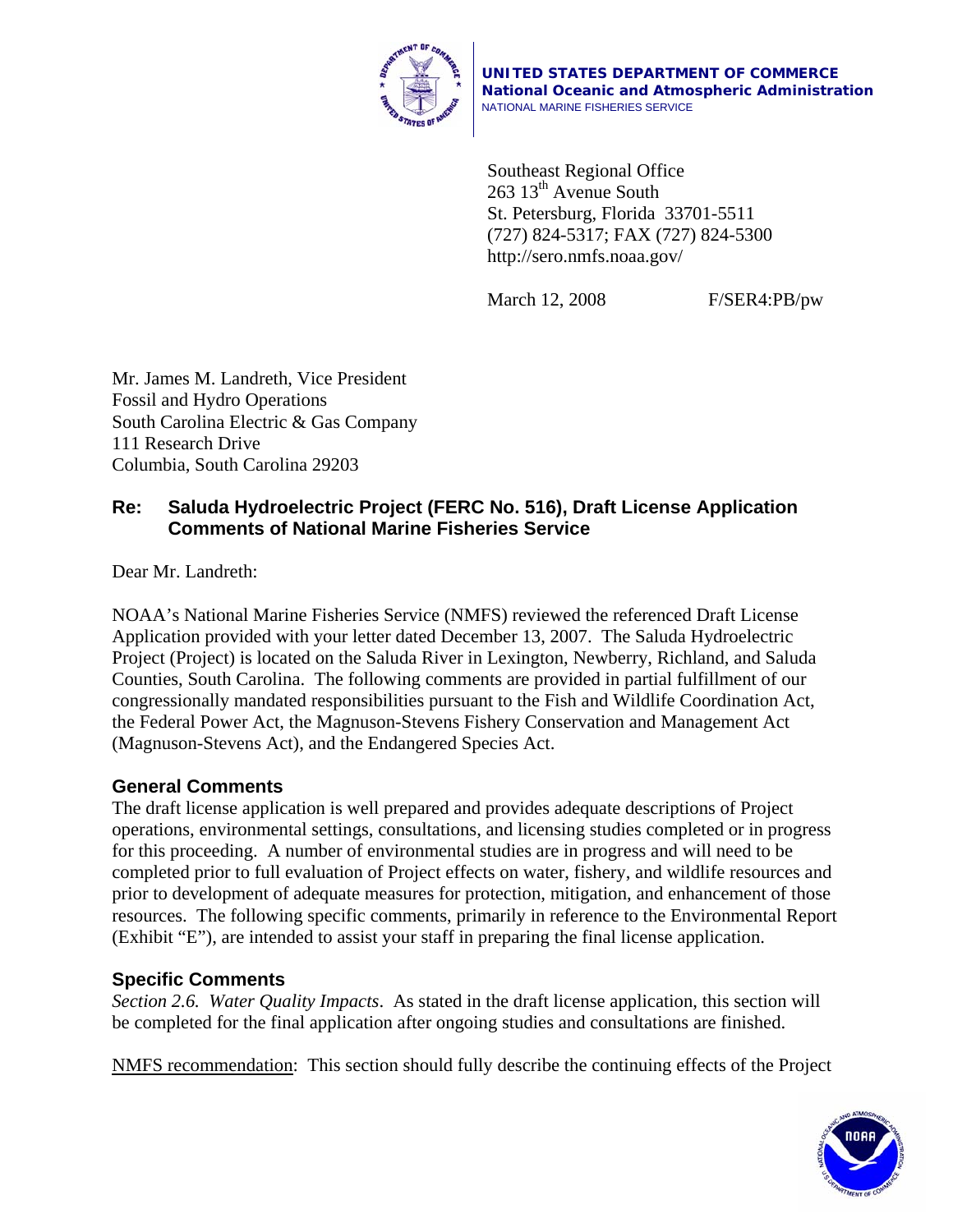**UNITED STATES DEPARTMENT OF COMMERCE**
**National Oceanic and Atmospheric Administration**
NATIONAL MARINE FISHERIES SERVICE

Southeast Regional Office
263 13th Avenue South
St. Petersburg, Florida 33701-5511
(727) 824-5317; FAX (727) 824-5300
http://sero.nmfs.noaa.gov/

March 12, 2008 F/SER4:PB/pw

Mr. James M. Landreth, Vice President
Fossil and Hydro Operations
South Carolina Electric & Gas Company
111 Research Drive
Columbia, South Carolina 29203

**Re: Saluda Hydroelectric Project (FERC No. 516), Draft License Application Comments of National Marine Fisheries Service**

Dear Mr. Landreth:

NOAA's National Marine Fisheries Service (NMFS) reviewed the referenced Draft License Application provided with your letter dated December 13, 2007. The Saluda Hydroelectric Project (Project) is located on the Saluda River in Lexington, Newberry, Richland, and Saluda Counties, South Carolina. The following comments are provided in partial fulfillment of our congressionally mandated responsibilities pursuant to the Fish and Wildlife Coordination Act, the Federal Power Act, the Magnuson-Stevens Fishery Conservation and Management Act (Magnuson-Stevens Act), and the Endangered Species Act.

## General Comments

The draft license application is well prepared and provides adequate descriptions of Project operations, environmental settings, consultations, and licensing studies completed or in progress for this proceeding. A number of environmental studies are in progress and will need to be completed prior to full evaluation of Project effects on water, fishery, and wildlife resources and prior to development of adequate measures for protection, mitigation, and enhancement of those resources. The following specific comments, primarily in reference to the Environmental Report (Exhibit "E"), are intended to assist your staff in preparing the final license application.

## Specific Comments

*Section 2.6. Water Quality Impacts*. As stated in the draft license application, this section will be completed for the final application after ongoing studies and consultations are finished.

NMFS recommendation: This section should fully describe the continuing effects of the Project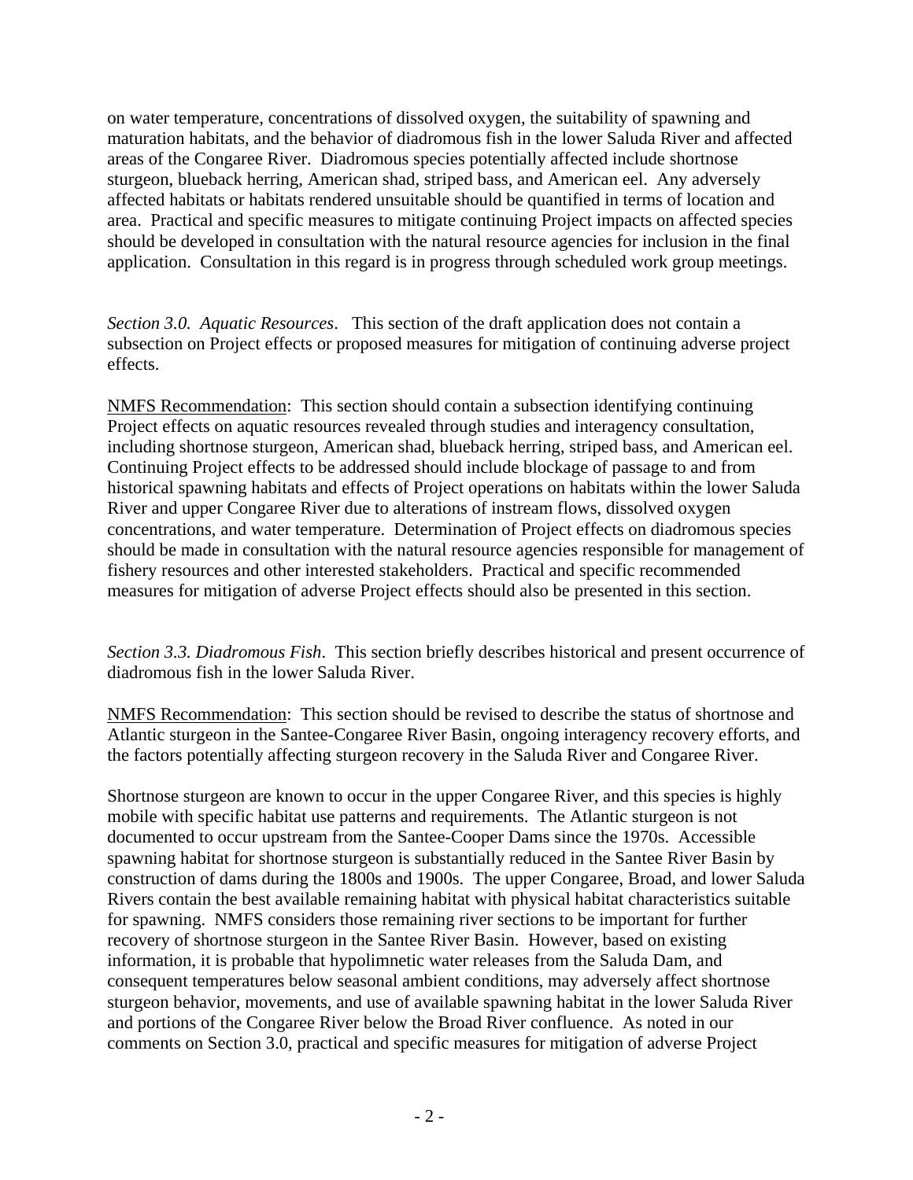on water temperature, concentrations of dissolved oxygen, the suitability of spawning and maturation habitats, and the behavior of diadromous fish in the lower Saluda River and affected areas of the Congaree River. Diadromous species potentially affected include shortnose sturgeon, blueback herring, American shad, striped bass, and American eel. Any adversely affected habitats or habitats rendered unsuitable should be quantified in terms of location and area. Practical and specific measures to mitigate continuing Project impacts on affected species should be developed in consultation with the natural resource agencies for inclusion in the final application. Consultation in this regard is in progress through scheduled work group meetings.

*Section 3.0. Aquatic Resources*. This section of the draft application does not contain a subsection on Project effects or proposed measures for mitigation of continuing adverse project effects.

<u>NMFS Recommendation</u>: This section should contain a subsection identifying continuing Project effects on aquatic resources revealed through studies and interagency consultation, including shortnose sturgeon, American shad, blueback herring, striped bass, and American eel. Continuing Project effects to be addressed should include blockage of passage to and from historical spawning habitats and effects of Project operations on habitats within the lower Saluda River and upper Congaree River due to alterations of instream flows, dissolved oxygen concentrations, and water temperature. Determination of Project effects on diadromous species should be made in consultation with the natural resource agencies responsible for management of fishery resources and other interested stakeholders. Practical and specific recommended measures for mitigation of adverse Project effects should also be presented in this section.

*Section 3.3. Diadromous Fish*. This section briefly describes historical and present occurrence of diadromous fish in the lower Saluda River.

<u>NMFS Recommendation</u>: This section should be revised to describe the status of shortnose and Atlantic sturgeon in the Santee-Congaree River Basin, ongoing interagency recovery efforts, and the factors potentially affecting sturgeon recovery in the Saluda River and Congaree River.

Shortnose sturgeon are known to occur in the upper Congaree River, and this species is highly mobile with specific habitat use patterns and requirements. The Atlantic sturgeon is not documented to occur upstream from the Santee-Cooper Dams since the 1970s. Accessible spawning habitat for shortnose sturgeon is substantially reduced in the Santee River Basin by construction of dams during the 1800s and 1900s. The upper Congaree, Broad, and lower Saluda Rivers contain the best available remaining habitat with physical habitat characteristics suitable for spawning. NMFS considers those remaining river sections to be important for further recovery of shortnose sturgeon in the Santee River Basin. However, based on existing information, it is probable that hypolimnetic water releases from the Saluda Dam, and consequent temperatures below seasonal ambient conditions, may adversely affect shortnose sturgeon behavior, movements, and use of available spawning habitat in the lower Saluda River and portions of the Congaree River below the Broad River confluence. As noted in our comments on Section 3.0, practical and specific measures for mitigation of adverse Project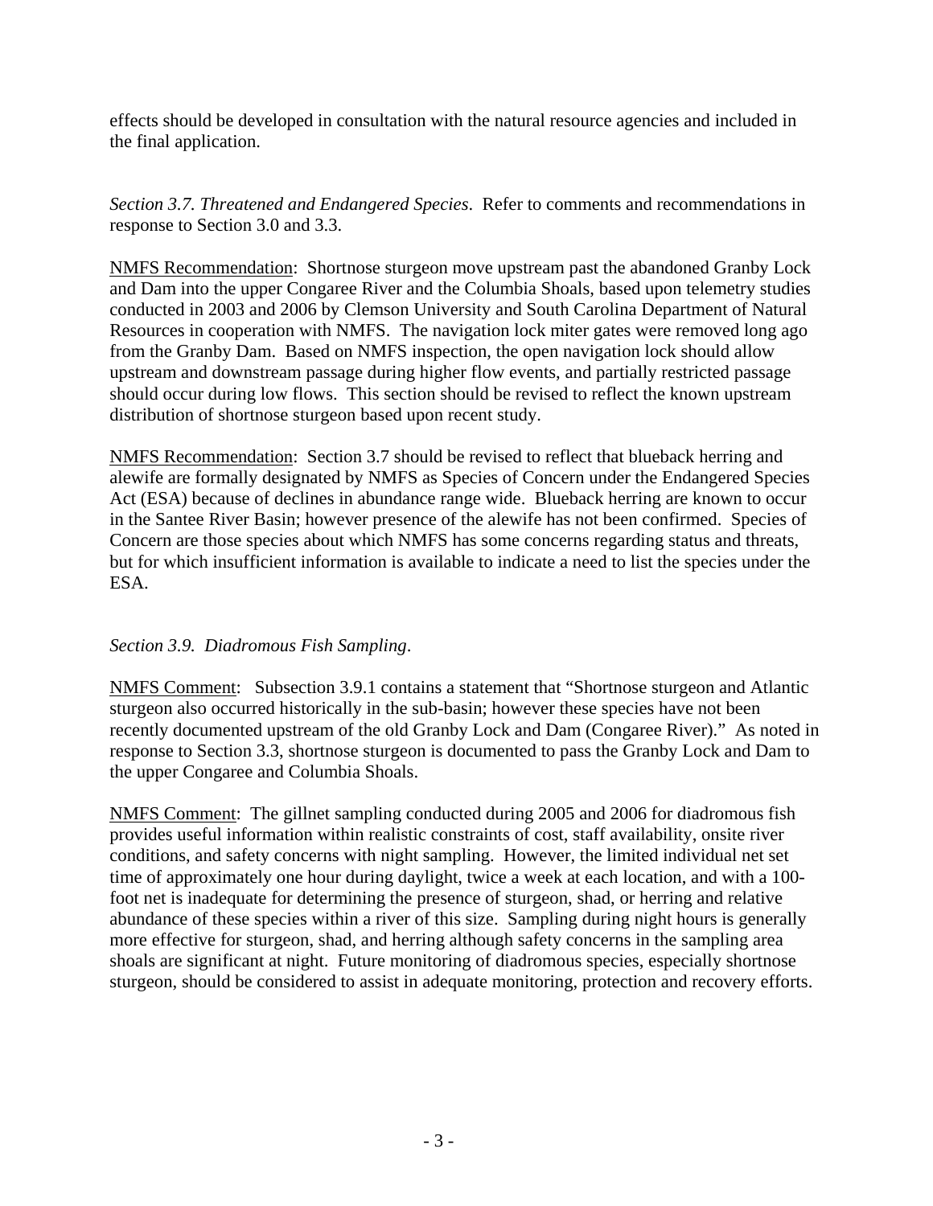effects should be developed in consultation with the natural resource agencies and included in the final application.

*Section 3.7. Threatened and Endangered Species*. Refer to comments and recommendations in response to Section 3.0 and 3.3.

<u>NMFS Recommendation</u>: Shortnose sturgeon move upstream past the abandoned Granby Lock and Dam into the upper Congaree River and the Columbia Shoals, based upon telemetry studies conducted in 2003 and 2006 by Clemson University and South Carolina Department of Natural Resources in cooperation with NMFS. The navigation lock miter gates were removed long ago from the Granby Dam. Based on NMFS inspection, the open navigation lock should allow upstream and downstream passage during higher flow events, and partially restricted passage should occur during low flows. This section should be revised to reflect the known upstream distribution of shortnose sturgeon based upon recent study.

<u>NMFS Recommendation</u>: Section 3.7 should be revised to reflect that blueback herring and alewife are formally designated by NMFS as Species of Concern under the Endangered Species Act (ESA) because of declines in abundance range wide. Blueback herring are known to occur in the Santee River Basin; however presence of the alewife has not been confirmed. Species of Concern are those species about which NMFS has some concerns regarding status and threats, but for which insufficient information is available to indicate a need to list the species under the ESA.

*Section 3.9. Diadromous Fish Sampling*.

<u>NMFS Comment</u>: Subsection 3.9.1 contains a statement that "Shortnose sturgeon and Atlantic sturgeon also occurred historically in the sub-basin; however these species have not been recently documented upstream of the old Granby Lock and Dam (Congaree River)." As noted in response to Section 3.3, shortnose sturgeon is documented to pass the Granby Lock and Dam to the upper Congaree and Columbia Shoals.

<u>NMFS Comment</u>: The gillnet sampling conducted during 2005 and 2006 for diadromous fish provides useful information within realistic constraints of cost, staff availability, onsite river conditions, and safety concerns with night sampling. However, the limited individual net set time of approximately one hour during daylight, twice a week at each location, and with a 100-foot net is inadequate for determining the presence of sturgeon, shad, or herring and relative abundance of these species within a river of this size. Sampling during night hours is generally more effective for sturgeon, shad, and herring although safety concerns in the sampling area shoals are significant at night. Future monitoring of diadromous species, especially shortnose sturgeon, should be considered to assist in adequate monitoring, protection and recovery efforts.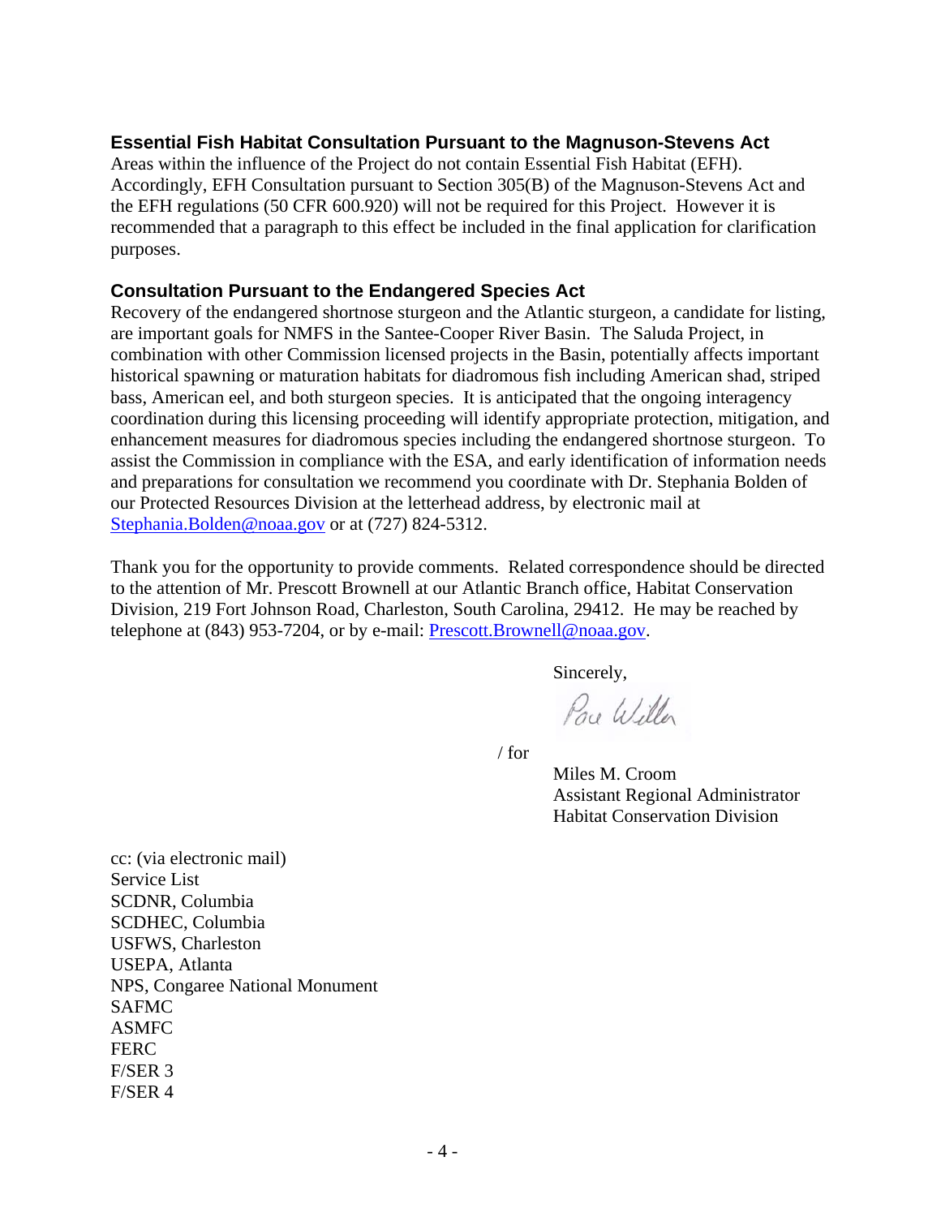### Essential Fish Habitat Consultation Pursuant to the Magnuson-Stevens Act

Areas within the influence of the Project do not contain Essential Fish Habitat (EFH). Accordingly, EFH Consultation pursuant to Section 305(B) of the Magnuson-Stevens Act and the EFH regulations (50 CFR 600.920) will not be required for this Project. However it is recommended that a paragraph to this effect be included in the final application for clarification purposes.

### Consultation Pursuant to the Endangered Species Act

Recovery of the endangered shortnose sturgeon and the Atlantic sturgeon, a candidate for listing, are important goals for NMFS in the Santee-Cooper River Basin. The Saluda Project, in combination with other Commission licensed projects in the Basin, potentially affects important historical spawning or maturation habitats for diadromous fish including American shad, striped bass, American eel, and both sturgeon species. It is anticipated that the ongoing interagency coordination during this licensing proceeding will identify appropriate protection, mitigation, and enhancement measures for diadromous species including the endangered shortnose sturgeon. To assist the Commission in compliance with the ESA, and early identification of information needs and preparations for consultation we recommend you coordinate with Dr. Stephania Bolden of our Protected Resources Division at the letterhead address, by electronic mail at Stephania.Bolden@noaa.gov or at (727) 824-5312.

Thank you for the opportunity to provide comments. Related correspondence should be directed to the attention of Mr. Prescott Brownell at our Atlantic Branch office, Habitat Conservation Division, 219 Fort Johnson Road, Charleston, South Carolina, 29412. He may be reached by telephone at (843) 953-7204, or by e-mail: Prescott.Brownell@noaa.gov.

Sincerely,

Pace Wilber

/ for

Miles M. Croom
Assistant Regional Administrator
Habitat Conservation Division

cc: (via electronic mail)
Service List
SCDNR, Columbia
SCDHEC, Columbia
USFWS, Charleston
USEPA, Atlanta
NPS, Congaree National Monument
SAFMC
ASMFC
FERC
F/SER 3
F/SER 4